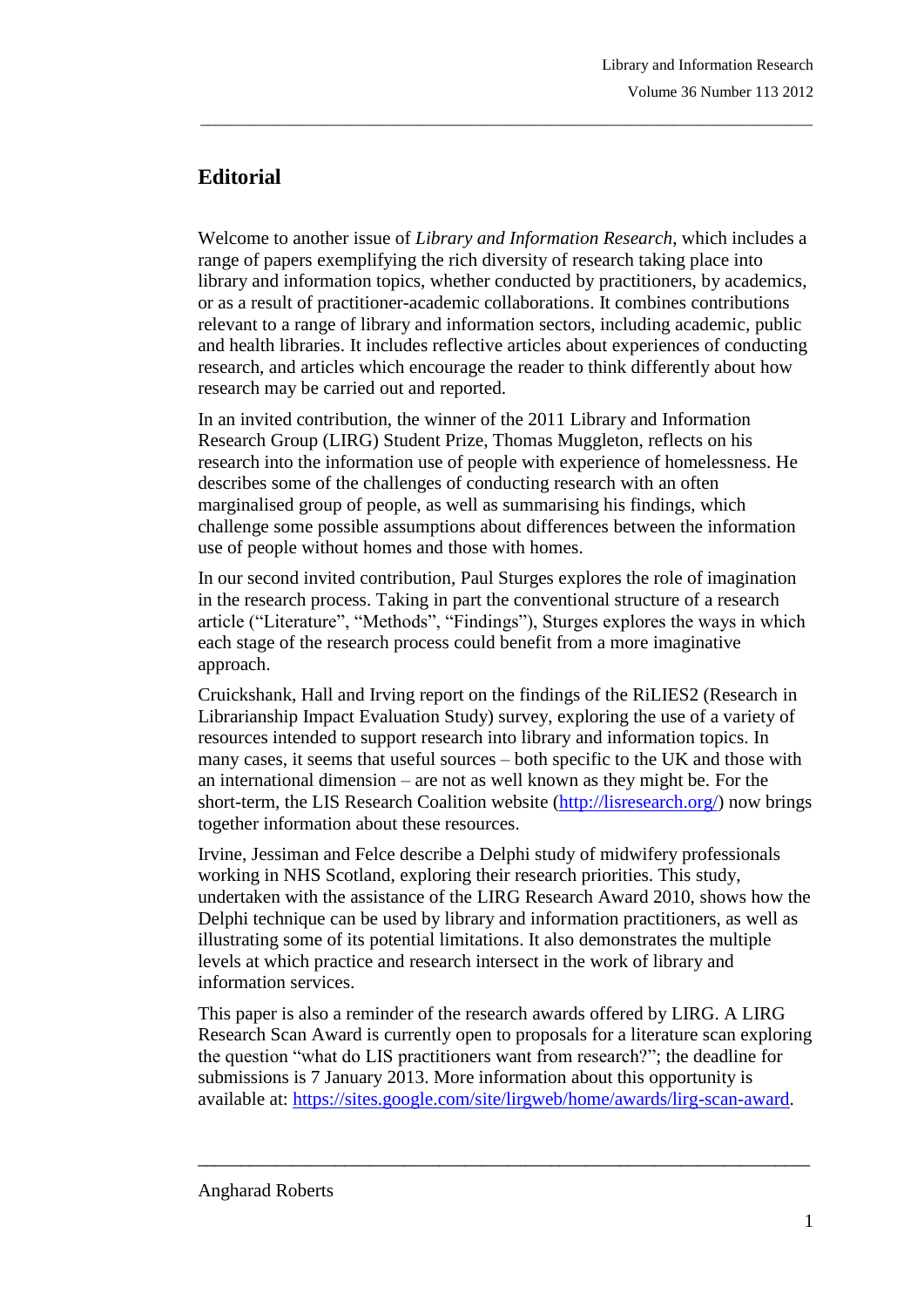# Editorial

Welcome to another issue of *Library and Information Research*, which includes a range of papers exemplifying the rich diversity of research taking place into library and information topics, whether conducted by practitioners, by academics, or as a result of practitioner-academic collaborations. It combines contributions relevant to a range of library and information sectors, including academic, public and health libraries. It includes reflective articles about experiences of conducting research, and articles which encourage the reader to think differently about how research may be carried out and reported.

In an invited contribution, the winner of the 2011 Library and Information Research Group (LIRG) Student Prize, Thomas Muggleton, reflects on his research into the information use of people with experience of homelessness. He describes some of the challenges of conducting research with an often marginalised group of people, as well as summarising his findings, which challenge some possible assumptions about differences between the information use of people without homes and those with homes.

In our second invited contribution, Paul Sturges explores the role of imagination in the research process. Taking in part the conventional structure of a research article ("Literature", "Methods", "Findings"), Sturges explores the ways in which each stage of the research process could benefit from a more imaginative approach.

Cruickshank, Hall and Irving report on the findings of the RiLIES2 (Research in Librarianship Impact Evaluation Study) survey, exploring the use of a variety of resources intended to support research into library and information topics. In many cases, it seems that useful sources – both specific to the UK and those with an international dimension – are not as well known as they might be. For the short-term, the LIS Research Coalition website (http://lisresearch.org/) now brings together information about these resources.

Irvine, Jessiman and Felce describe a Delphi study of midwifery professionals working in NHS Scotland, exploring their research priorities. This study, undertaken with the assistance of the LIRG Research Award 2010, shows how the Delphi technique can be used by library and information practitioners, as well as illustrating some of its potential limitations. It also demonstrates the multiple levels at which practice and research intersect in the work of library and information services.

This paper is also a reminder of the research awards offered by LIRG. A LIRG Research Scan Award is currently open to proposals for a literature scan exploring the question "what do LIS practitioners want from research?"; the deadline for submissions is 7 January 2013. More information about this opportunity is available at: https://sites.google.com/site/lirgweb/home/awards/lirg-scan-award.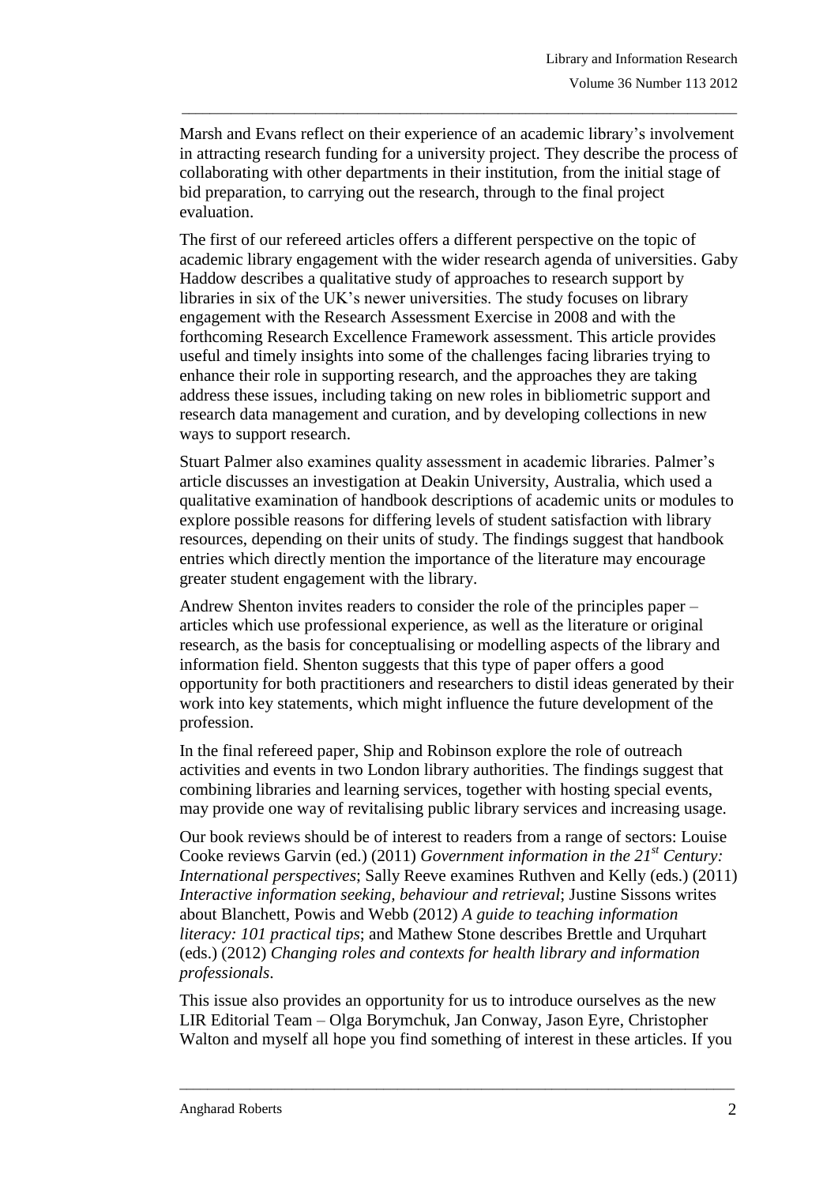Marsh and Evans reflect on their experience of an academic library's involvement in attracting research funding for a university project. They describe the process of collaborating with other departments in their institution, from the initial stage of bid preparation, to carrying out the research, through to the final project evaluation.

The first of our refereed articles offers a different perspective on the topic of academic library engagement with the wider research agenda of universities. Gaby Haddow describes a qualitative study of approaches to research support by libraries in six of the UK's newer universities. The study focuses on library engagement with the Research Assessment Exercise in 2008 and with the forthcoming Research Excellence Framework assessment. This article provides useful and timely insights into some of the challenges facing libraries trying to enhance their role in supporting research, and the approaches they are taking address these issues, including taking on new roles in bibliometric support and research data management and curation, and by developing collections in new ways to support research.

Stuart Palmer also examines quality assessment in academic libraries. Palmer's article discusses an investigation at Deakin University, Australia, which used a qualitative examination of handbook descriptions of academic units or modules to explore possible reasons for differing levels of student satisfaction with library resources, depending on their units of study. The findings suggest that handbook entries which directly mention the importance of the literature may encourage greater student engagement with the library.

Andrew Shenton invites readers to consider the role of the principles paper – articles which use professional experience, as well as the literature or original research, as the basis for conceptualising or modelling aspects of the library and information field. Shenton suggests that this type of paper offers a good opportunity for both practitioners and researchers to distil ideas generated by their work into key statements, which might influence the future development of the profession.

In the final refereed paper, Ship and Robinson explore the role of outreach activities and events in two London library authorities. The findings suggest that combining libraries and learning services, together with hosting special events, may provide one way of revitalising public library services and increasing usage.

Our book reviews should be of interest to readers from a range of sectors: Louise Cooke reviews Garvin (ed.) (2011) *Government information in the 21st Century: International perspectives*; Sally Reeve examines Ruthven and Kelly (eds.) (2011) *Interactive information seeking, behaviour and retrieval*; Justine Sissons writes about Blanchett, Powis and Webb (2012) *A guide to teaching information literacy: 101 practical tips*; and Mathew Stone describes Brettle and Urquhart (eds.) (2012) *Changing roles and contexts for health library and information professionals*.

This issue also provides an opportunity for us to introduce ourselves as the new LIR Editorial Team – Olga Borymchuk, Jan Conway, Jason Eyre, Christopher Walton and myself all hope you find something of interest in these articles. If you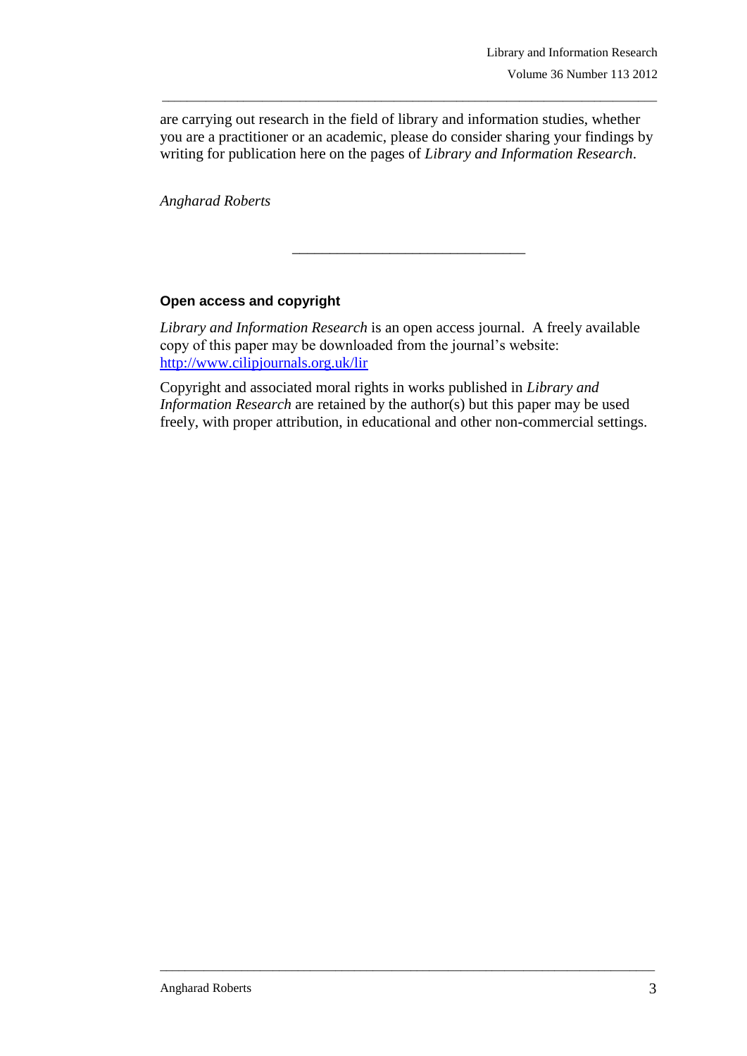are carrying out research in the field of library and information studies, whether you are a practitioner or an academic, please do consider sharing your findings by writing for publication here on the pages of *Library and Information Research*.

*Angharad Roberts*

---

**Open access and copyright**

*Library and Information Research* is an open access journal. A freely available copy of this paper may be downloaded from the journal's website: [http://www.cilipjournals.org.uk/lir](http://www.cilipjournals.org.uk/lir)

Copyright and associated moral rights in works published in *Library and Information Research* are retained by the author(s) but this paper may be used freely, with proper attribution, in educational and other non-commercial settings.